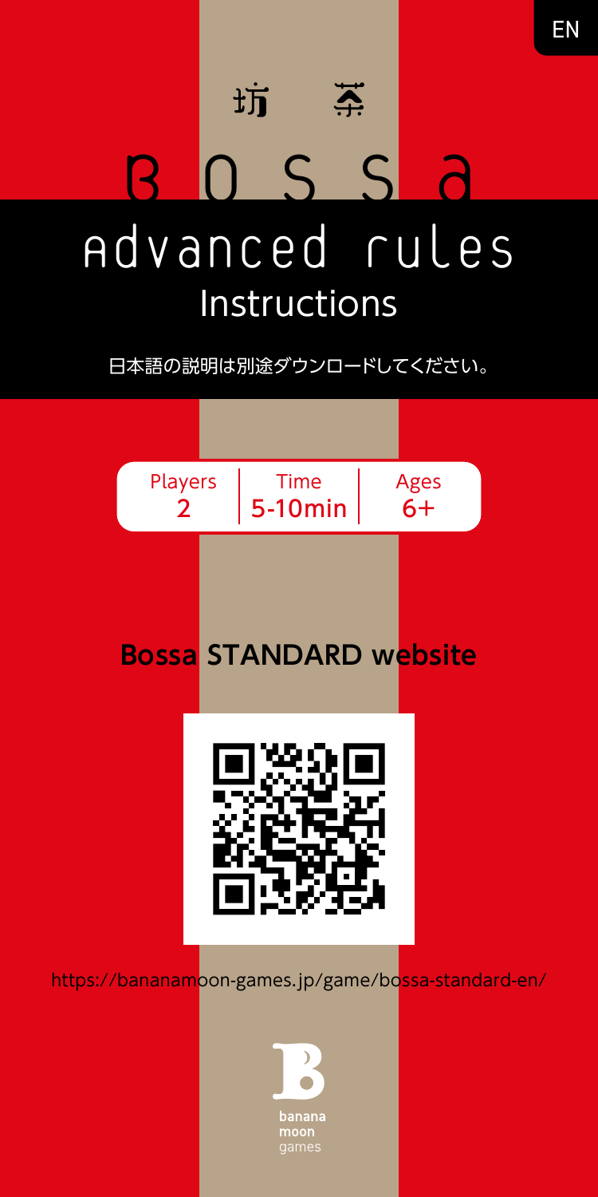EN

坊　茶

# BOSSA

## advanced rules

### Instructions

日本語の説明は別途ダウンロードしてください。

| Players | Time | Ages |
|---|---|---|
| 2 | 5-10min | 6+ |

**Bossa STANDARD website**

https://bananamoon-games.jp/game/bossa-standard-en/

banana
moon
games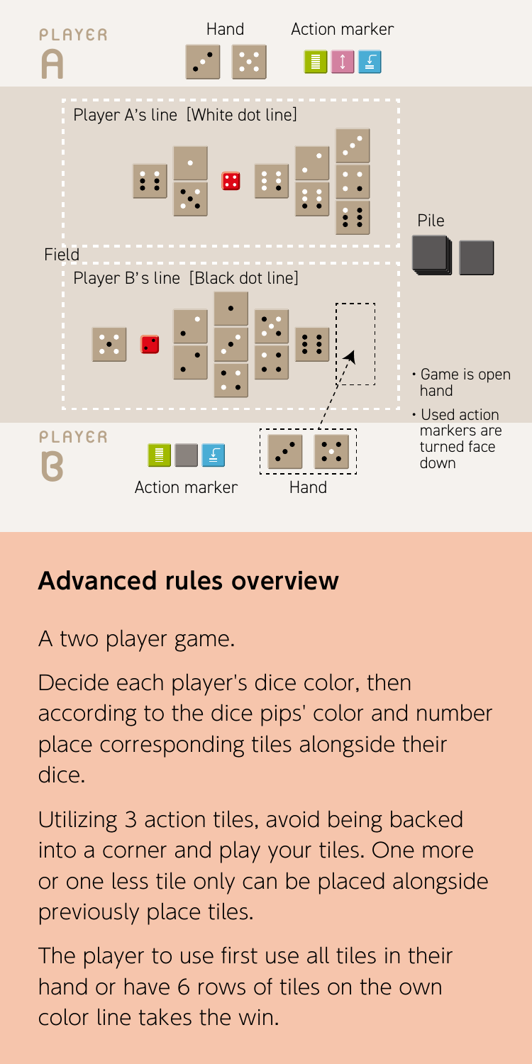PLAYER A

Hand

Action marker

Player A's line [White dot line]

Field

Pile

Player B's line [Black dot line]

- Game is open hand
- Used action markers are turned face down

PLAYER B

Action marker

Hand

## Advanced rules overview

A two player game.

Decide each player's dice color, then according to the dice pips' color and number place corresponding tiles alongside their dice.

Utilizing 3 action tiles, avoid being backed into a corner and play your tiles. One more or one less tile only can be placed alongside previously place tiles.

The player to use first use all tiles in their hand or have 6 rows of tiles on the own color line takes the win.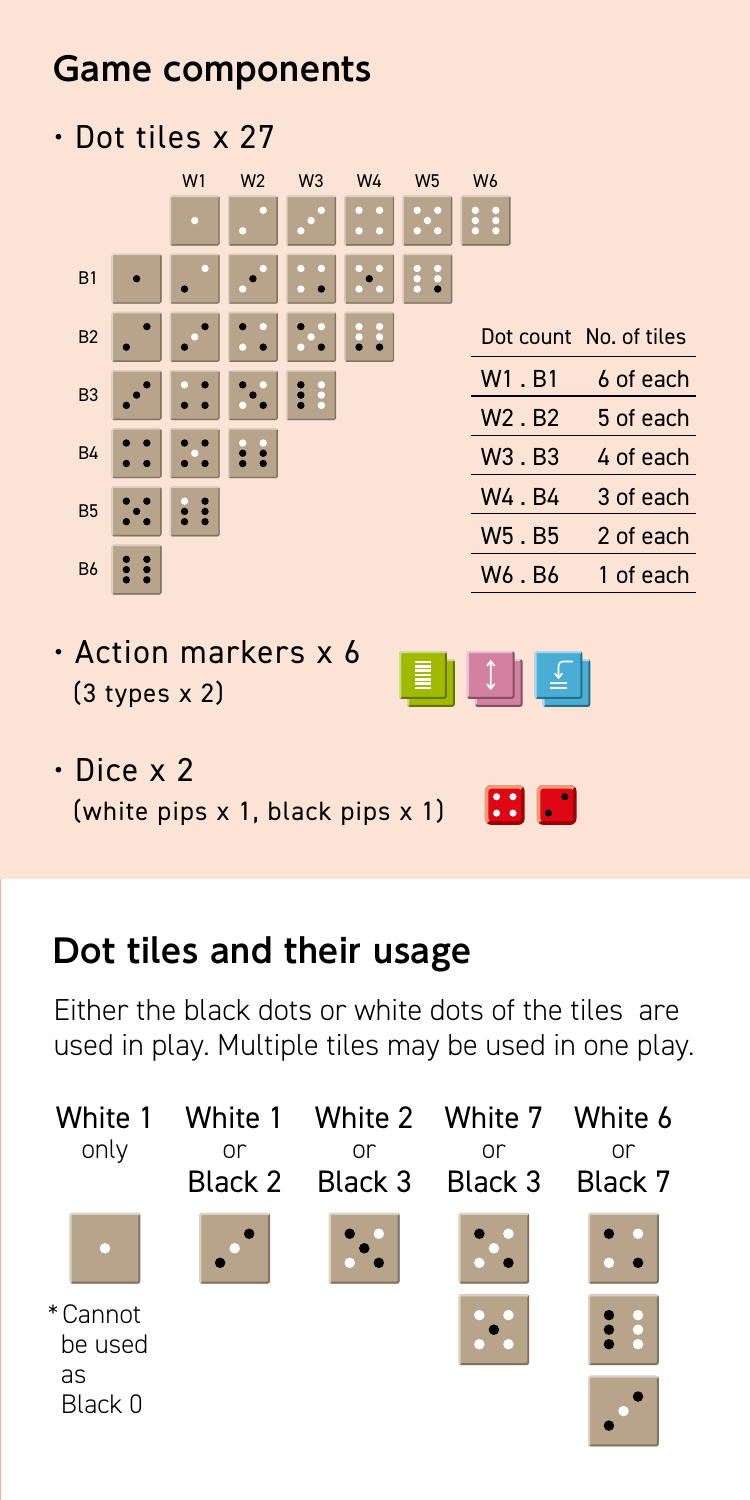## Game components

- Dot tiles x 27

W1 W2 W3 W4 W5 W6

B1

B2

B3

B4

B5

B6

| Dot count | No. of tiles |
| --- | --- |
| W1 . B1 | 6 of each |
| W2 . B2 | 5 of each |
| W3 . B3 | 4 of each |
| W4 . B4 | 3 of each |
| W5 . B5 | 2 of each |
| W6 . B6 | 1 of each |

- Action markers x 6
(3 types x 2)

- Dice x 2
(white pips x 1, black pips x 1)

## Dot tiles and their usage

Either the black dots or white dots of the tiles are used in play. Multiple tiles may be used in one play.

White 1 only

*Cannot be used as Black 0

White 1 or Black 2

White 2 or Black 3

White 7 or Black 3

White 6 or Black 7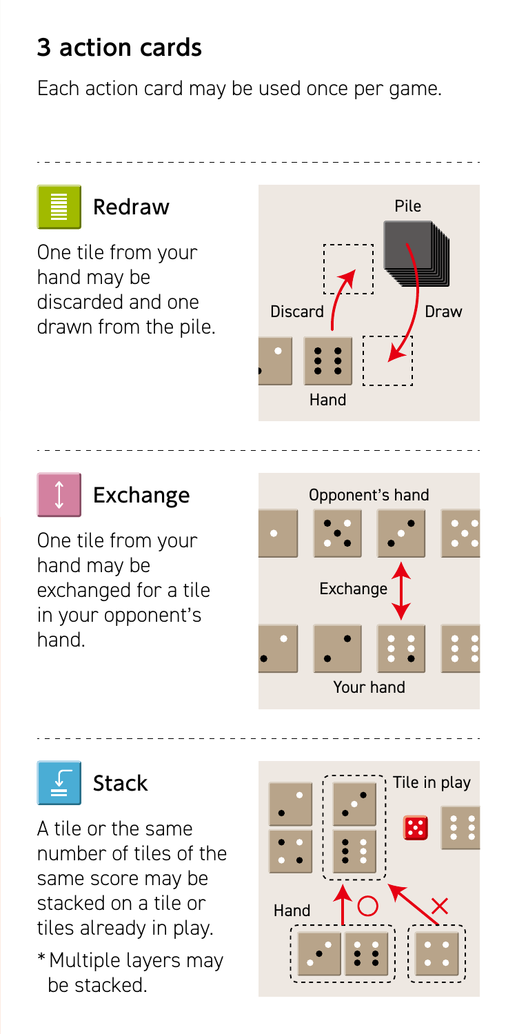## 3 action cards

Each action card may be used once per game.

### Redraw

One tile from your hand may be discarded and one drawn from the pile.

Pile

Discard

Draw

Hand

### Exchange

One tile from your hand may be exchanged for a tile in your opponent's hand.

Opponent's hand

Exchange

Your hand

### Stack

A tile or the same number of tiles of the same score may be stacked on a tile or tiles already in play.

* Multiple layers may be stacked.

Tile in play

Hand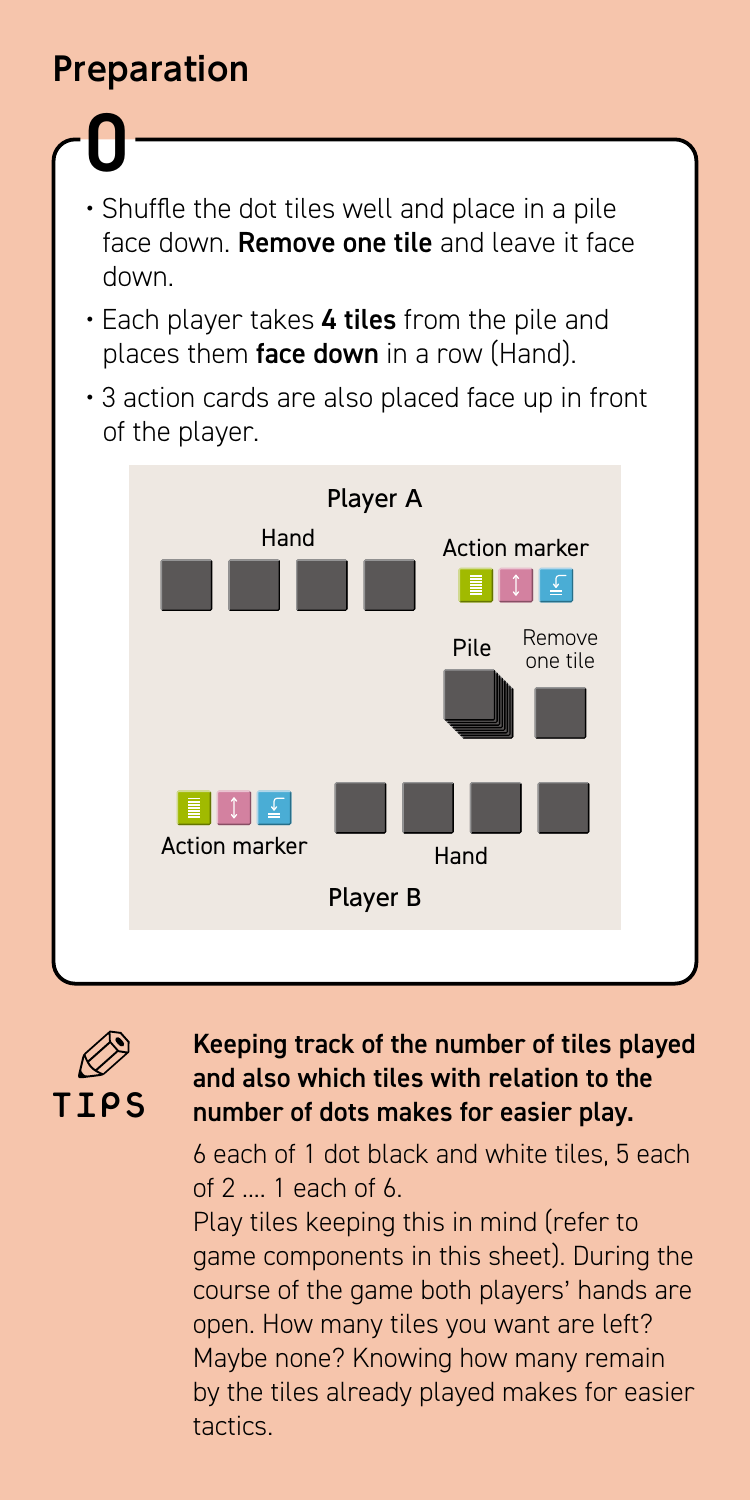## Preparation

**0**

- Shuffle the dot tiles well and place in a pile face down. **Remove one tile** and leave it face down.
- Each player takes **4 tiles** from the pile and places them **face down** in a row (Hand).
- 3 action cards are also placed face up in front of the player.

Player A

Hand

Action marker

Pile

Remove one tile

Action marker

Hand

Player B

TIPS

**Keeping track of the number of tiles played and also which tiles with relation to the number of dots makes for easier play.**

6 each of 1 dot black and white tiles, 5 each of 2 .... 1 each of 6.

Play tiles keeping this in mind (refer to game components in this sheet). During the course of the game both players' hands are open. How many tiles you want are left? Maybe none? Knowing how many remain by the tiles already played makes for easier tactics.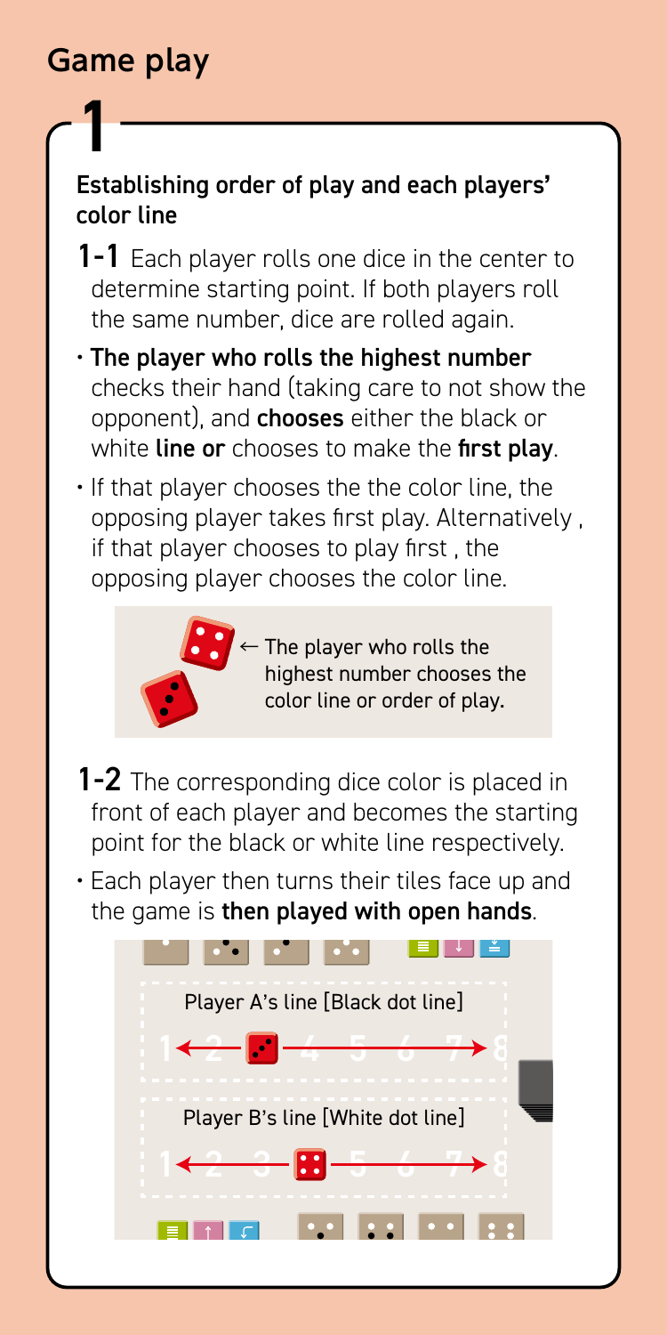## Game play

### 1

**Establishing order of play and each players' color line**

**1-1** Each player rolls one dice in the center to determine starting point. If both players roll the same number, dice are rolled again.

- **The player who rolls the highest number** checks their hand (taking care to not show the opponent), and **chooses** either the black or white **line or** chooses to make the **first play**.
- If that player chooses the the color line, the opposing player takes first play. Alternatively , if that player chooses to play first , the opposing player chooses the color line.

← The player who rolls the highest number chooses the color line or order of play.

**1-2** The corresponding dice color is placed in front of each player and becomes the starting point for the black or white line respectively.

- Each player then turns their tiles face up and the game is **then played with open hands**.

Player A's line [Black dot line]

1 2 4 5 6 7 8

Player B's line [White dot line]

1 2 3 5 6 7 8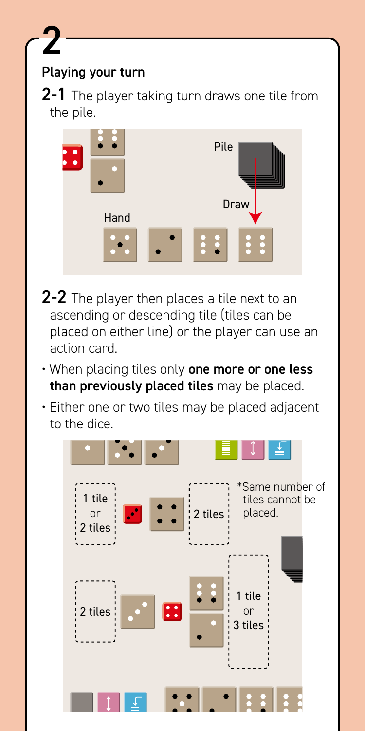# 2

## Playing your turn

**2-1** The player taking turn draws one tile from the pile.

Pile

Draw

Hand

**2-2** The player then places a tile next to an ascending or descending tile (tiles can be placed on either line) or the player can use an action card.

- When placing tiles only **one more or one less than previously placed tiles** may be placed.
- Either one or two tiles may be placed adjacent to the dice.

1 tile or 2 tiles

2 tiles

*Same number of tiles cannot be placed.

2 tiles

1 tile or 3 tiles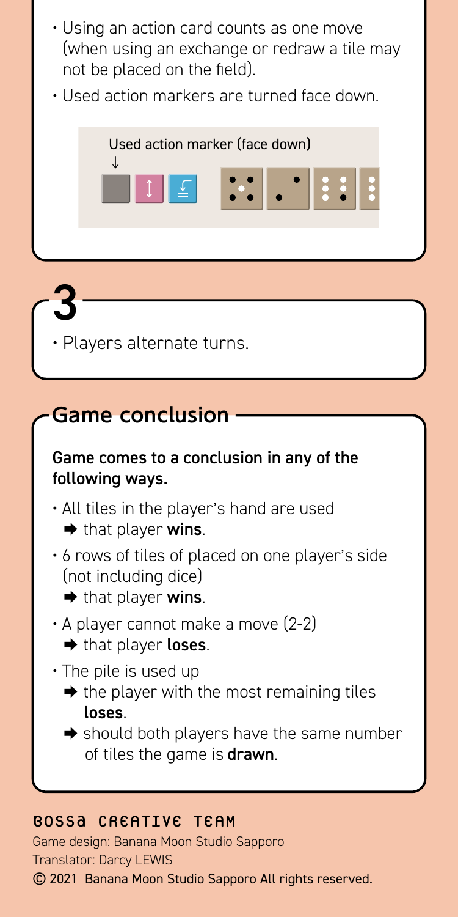- Using an action card counts as one move (when using an exchange or redraw a tile may not be placed on the field).
- Used action markers are turned face down.

Used action marker (face down)
↓

## 3

- Players alternate turns.

## Game conclusion

**Game comes to a conclusion in any of the following ways.**

- All tiles in the player's hand are used
  ➡ that player **wins**.
- 6 rows of tiles of placed on one player's side (not including dice)
  ➡ that player **wins**.
- A player cannot make a move (2-2)
  ➡ that player **loses**.
- The pile is used up
  ➡ the player with the most remaining tiles **loses**.
  ➡ should both players have the same number of tiles the game is **drawn**.

BOSSA CREATIVE TEAM

Game design: Banana Moon Studio Sapporo

Translator: Darcy LEWIS

© 2021 Banana Moon Studio Sapporo All rights reserved.